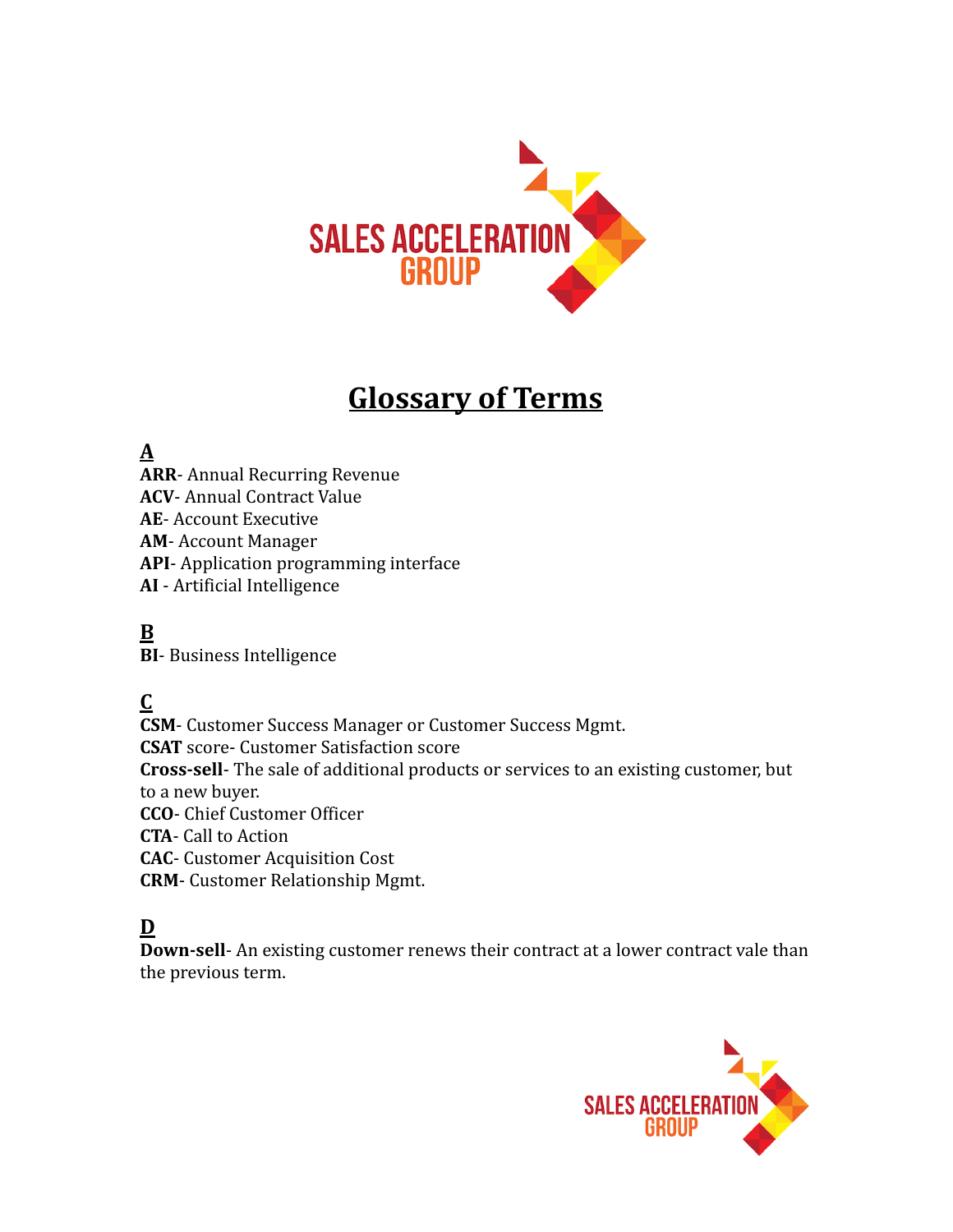# Glossary of Terms

## A

**ARR**- Annual Recurring Revenue
**ACV**- Annual Contract Value
**AE**- Account Executive
**AM**- Account Manager
**API**- Application programming interface
**AI** - Artificial Intelligence

## B

**BI**- Business Intelligence

## C

**CSM**- Customer Success Manager or Customer Success Mgmt.
**CSAT** score- Customer Satisfaction score
**Cross-sell**- The sale of additional products or services to an existing customer, but to a new buyer.
**CCO**- Chief Customer Officer
**CTA**- Call to Action
**CAC**- Customer Acquisition Cost
**CRM**- Customer Relationship Mgmt.

## D

**Down-sell**- An existing customer renews their contract at a lower contract vale than the previous term.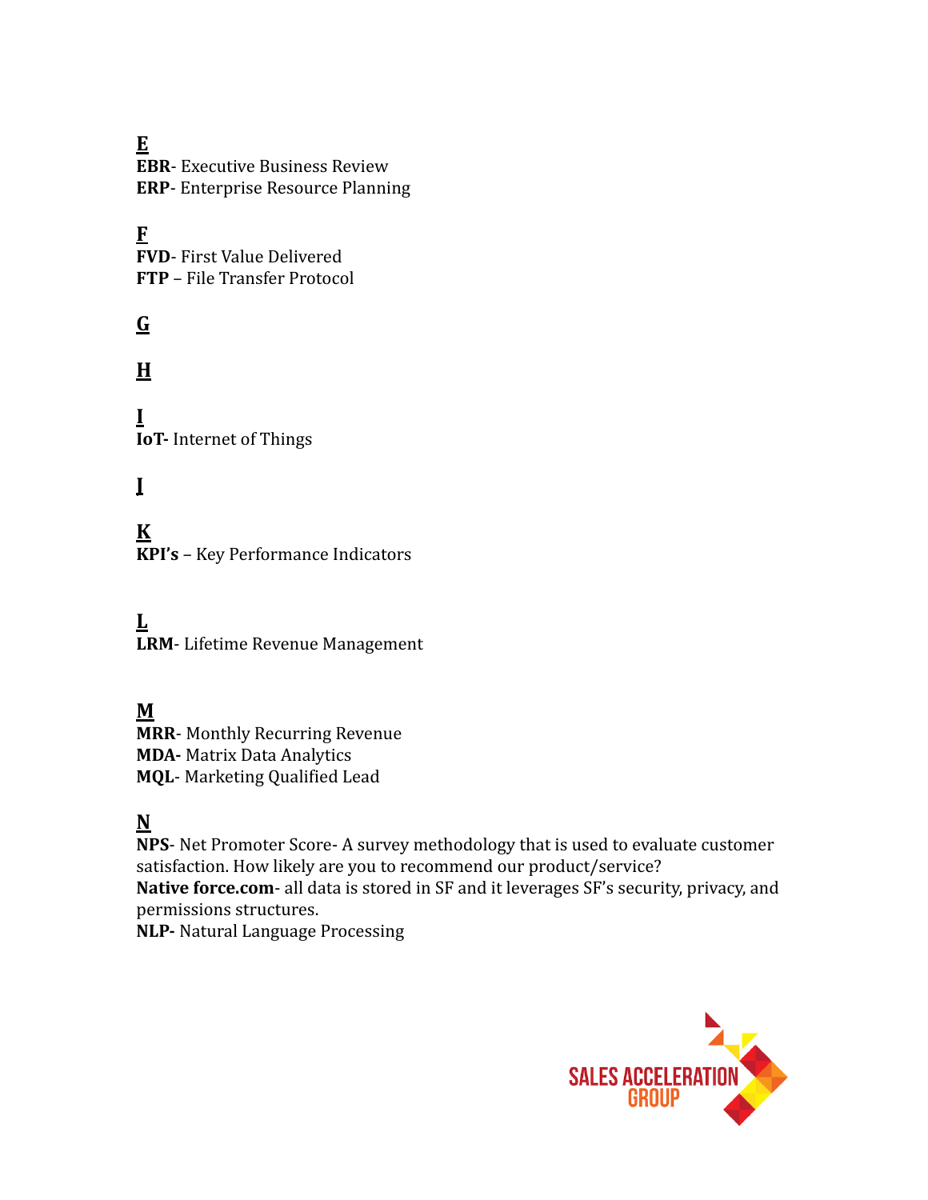**E**

**EBR**- Executive Business Review
**ERP**- Enterprise Resource Planning

**F**

**FVD**- First Value Delivered
**FTP** – File Transfer Protocol

**G**

**H**

**I**

**IoT-** Internet of Things

**J**

**K**

**KPI's** – Key Performance Indicators

**L**

**LRM**- Lifetime Revenue Management

**M**

**MRR**- Monthly Recurring Revenue
**MDA-** Matrix Data Analytics
**MQL**- Marketing Qualified Lead

**N**

**NPS**- Net Promoter Score- A survey methodology that is used to evaluate customer satisfaction. How likely are you to recommend our product/service?
**Native force.com**- all data is stored in SF and it leverages SF's security, privacy, and permissions structures.
**NLP-** Natural Language Processing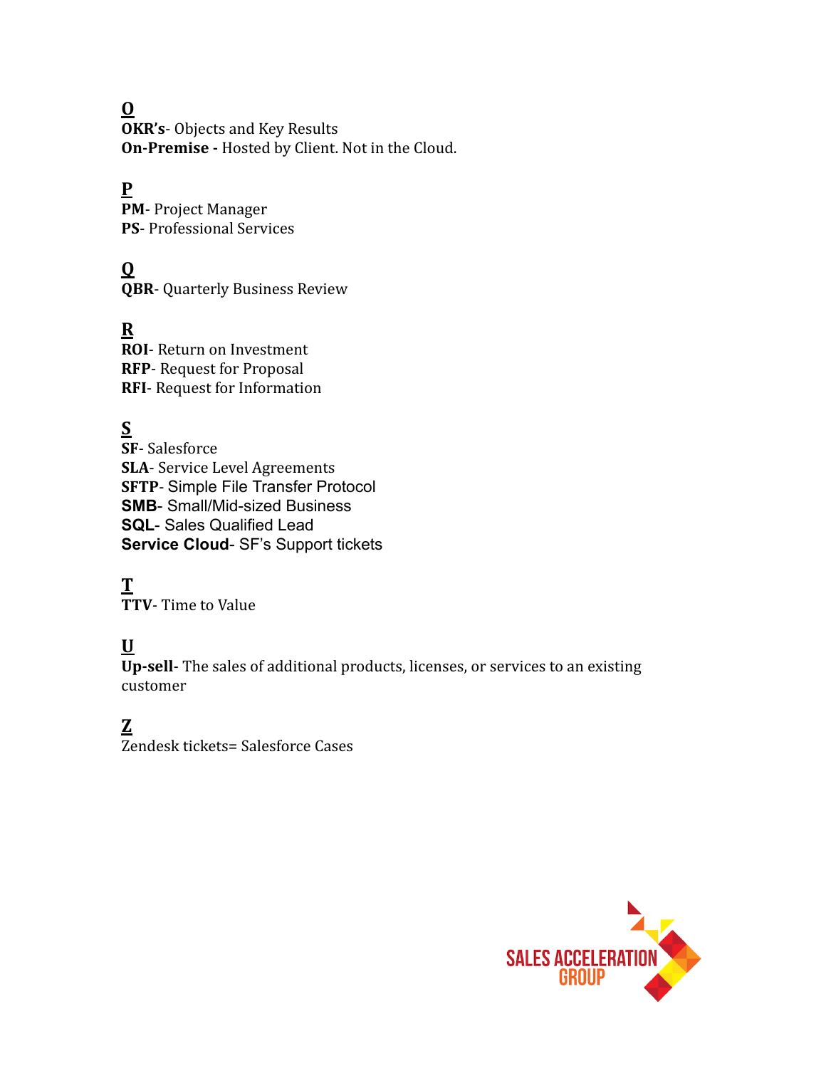**<u>O</u>**

**OKR's**- Objects and Key Results
**On-Premise -** Hosted by Client. Not in the Cloud.

**<u>P</u>**

**PM**- Project Manager
**PS**- Professional Services

**<u>Q</u>**

**QBR**- Quarterly Business Review

**<u>R</u>**

**ROI**- Return on Investment
**RFP**- Request for Proposal
**RFI**- Request for Information

**<u>S</u>**

**SF**- Salesforce
**SLA**- Service Level Agreements
**SFTP**- Simple File Transfer Protocol
**SMB**- Small/Mid-sized Business
**SQL**- Sales Qualified Lead
**Service Cloud**- SF's Support tickets

**<u>T</u>**

**TTV**- Time to Value

**<u>U</u>**

**Up-sell**- The sales of additional products, licenses, or services to an existing customer

**<u>Z</u>**

Zendesk tickets= Salesforce Cases

SALES ACCELERATION GROUP